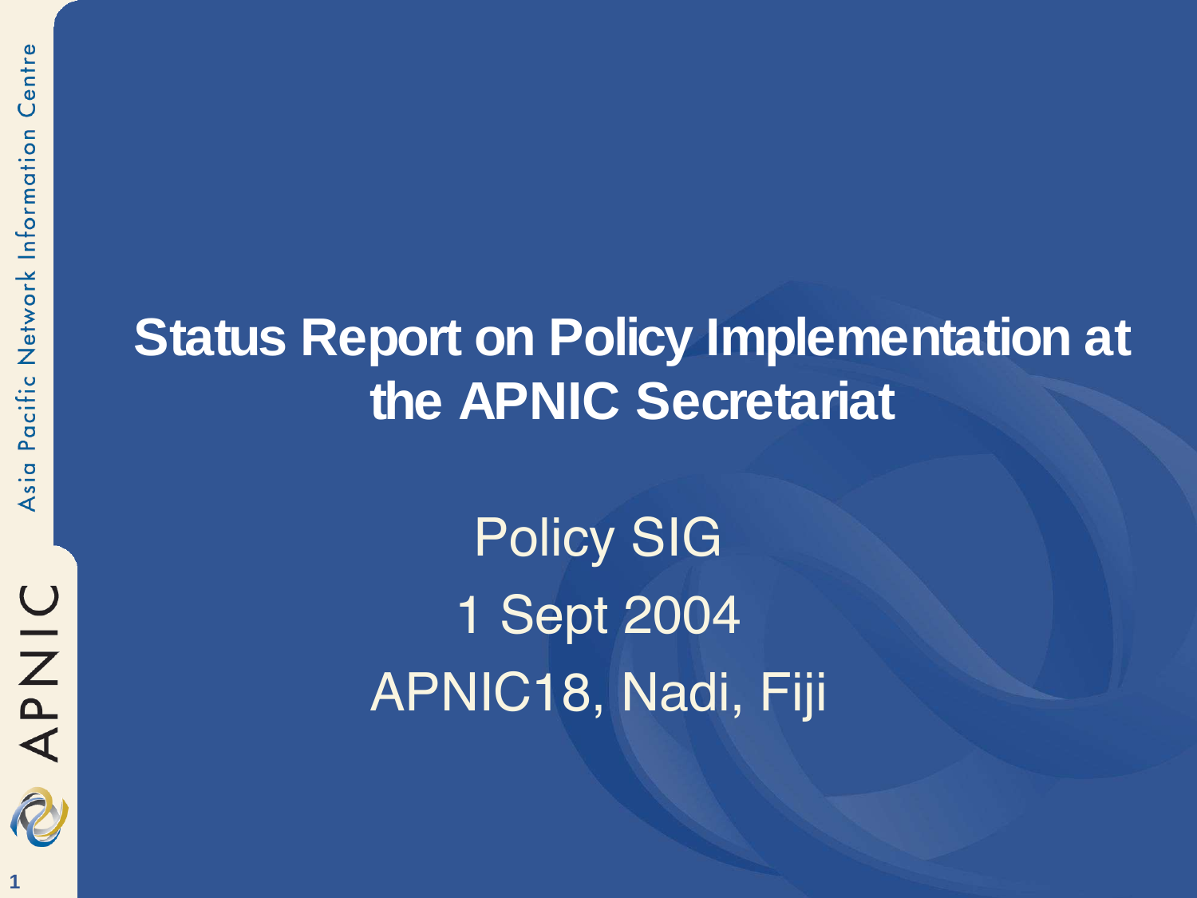# Status Report on Policy Implementation at the APNIC Secretariat

Policy SIG

1 Sept 2004

APNIC18, Nadi, Fiji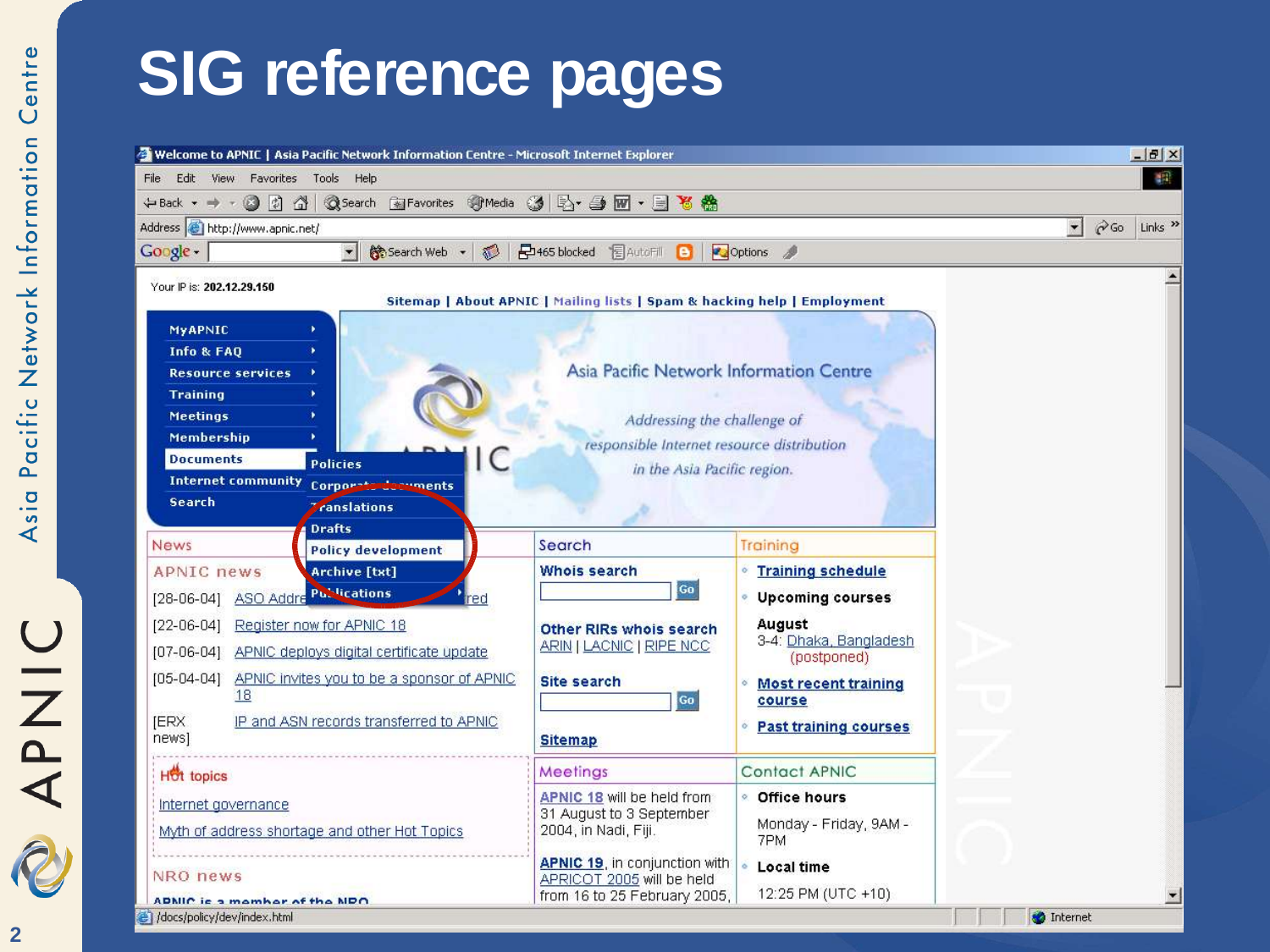# SIG reference pages

Welcome to APNIC | Asia Pacific Network Information Centre - Microsoft Internet Explorer

Address http://www.apnic.net/

Your IP is: 202.12.29.150

Sitemap | About APNIC | Mailing lists | Spam & hacking help | Employment

- MyAPNIC
- Info & FAQ
- Resource services
- Training
- Meetings
- Membership
- Documents
  - Policies
  - Corporate documents
  - Translations
  - Drafts
  - Policy development
  - Archive [txt]
  - Publications
- Internet community
- Search

Asia Pacific Network Information Centre

*Addressing the challenge of responsible Internet resource distribution in the Asia Pacific region.*

## News

### APNIC news

[28-06-04] ASO Address ... red

[22-06-04] Register now for APNIC 18

[07-06-04] APNIC deploys digital certificate update

[05-04-04] APNIC invites you to be a sponsor of APNIC 18

[ERX news] IP and ASN records transferred to APNIC

### Hot topics

Internet governance

Myth of address shortage and other Hot Topics

### NRO news

APNIC is a member of the NRO

## Search

**Whois search** Go

**Other RIRs whois search**
ARIN | LACNIC | RIPE NCC

**Site search** Go

**Sitemap**

## Training

- **Training schedule**
- **Upcoming courses**

**August**
3-4: Dhaka, Bangladesh (postponed)

- **Most recent training course**
- **Past training courses**

## Meetings

**APNIC 18** will be held from 31 August to 3 September 2004, in Nadi, Fiji.

**APNIC 19**, in conjunction with APRICOT 2005 will be held from 16 to 25 February 2005,

## Contact APNIC

- **Office hours**

Monday - Friday, 9AM - 7PM

- **Local time**

12:25 PM (UTC +10)

/docs/policy/dev/index.html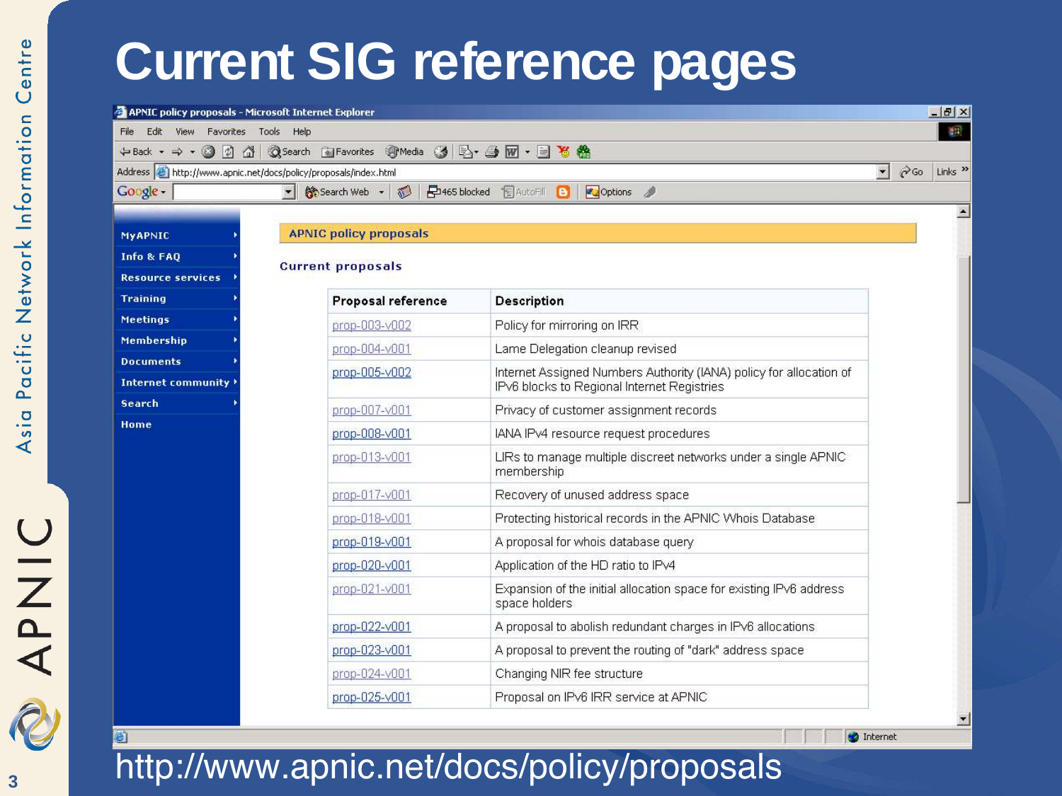# Current SIG reference pages

**APNIC policy proposals**

**Current proposals**

| Proposal reference | Description |
|---|---|
| prop-003-v002 | Policy for mirroring on IRR |
| prop-004-v001 | Lame Delegation cleanup revised |
| prop-005-v002 | Internet Assigned Numbers Authority (IANA) policy for allocation of IPv6 blocks to Regional Internet Registries |
| prop-007-v001 | Privacy of customer assignment records |
| prop-008-v001 | IANA IPv4 resource request procedures |
| prop-013-v001 | LIRs to manage multiple discreet networks under a single APNIC membership |
| prop-017-v001 | Recovery of unused address space |
| prop-018-v001 | Protecting historical records in the APNIC Whois Database |
| prop-019-v001 | A proposal for whois database query |
| prop-020-v001 | Application of the HD ratio to IPv4 |
| prop-021-v001 | Expansion of the initial allocation space for existing IPv6 address space holders |
| prop-022-v001 | A proposal to abolish redundant charges in IPv6 allocations |
| prop-023-v001 | A proposal to prevent the routing of "dark" address space |
| prop-024-v001 | Changing NIR fee structure |
| prop-025-v001 | Proposal on IPv6 IRR service at APNIC |

http://www.apnic.net/docs/policy/proposals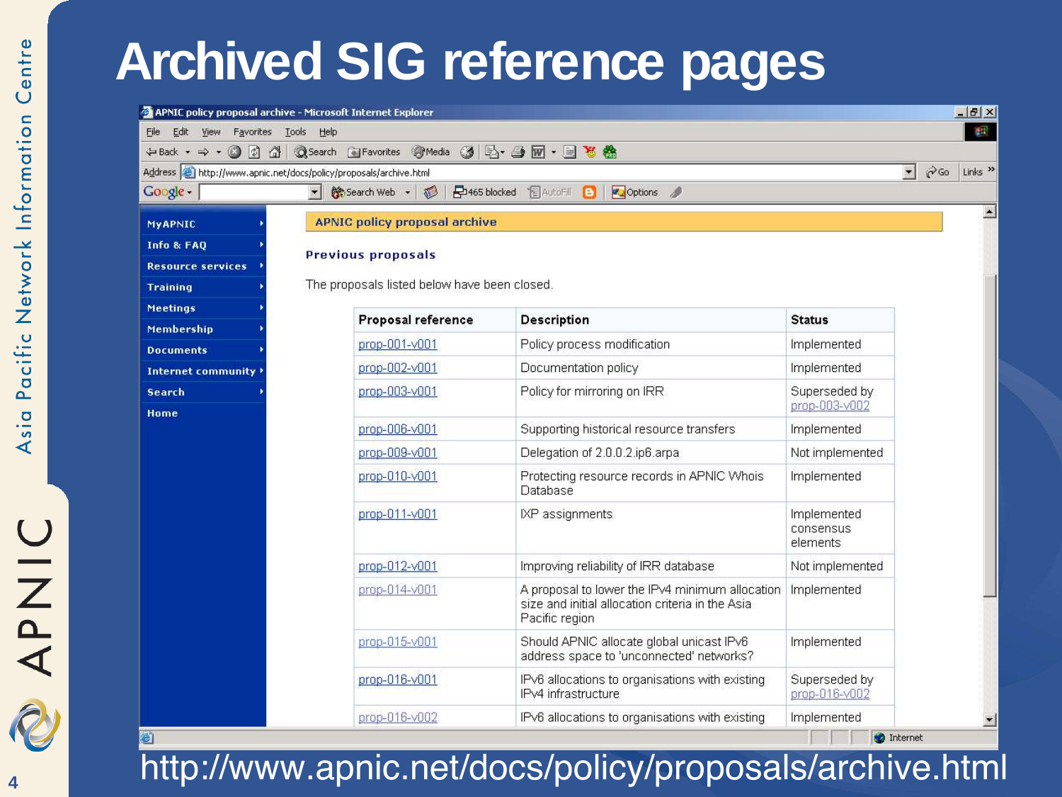# Archived SIG reference pages

**APNIC policy proposal archive**

**Previous proposals**

The proposals listed below have been closed.

| Proposal reference | Description | Status |
|---|---|---|
| prop-001-v001 | Policy process modification | Implemented |
| prop-002-v001 | Documentation policy | Implemented |
| prop-003-v001 | Policy for mirroring on IRR | Superseded by prop-003-v002 |
| prop-006-v001 | Supporting historical resource transfers | Implemented |
| prop-009-v001 | Delegation of 2.0.0.2.ip6.arpa | Not implemented |
| prop-010-v001 | Protecting resource records in APNIC Whois Database | Implemented |
| prop-011-v001 | IXP assignments | Implemented consensus elements |
| prop-012-v001 | Improving reliability of IRR database | Not implemented |
| prop-014-v001 | A proposal to lower the IPv4 minimum allocation size and initial allocation criteria in the Asia Pacific region | Implemented |
| prop-015-v001 | Should APNIC allocate global unicast IPv6 address space to 'unconnected' networks? | Implemented |
| prop-016-v001 | IPv6 allocations to organisations with existing IPv4 infrastructure | Superseded by prop-016-v002 |
| prop-016-v002 | IPv6 allocations to organisations with existing | Implemented |

http://www.apnic.net/docs/policy/proposals/archive.html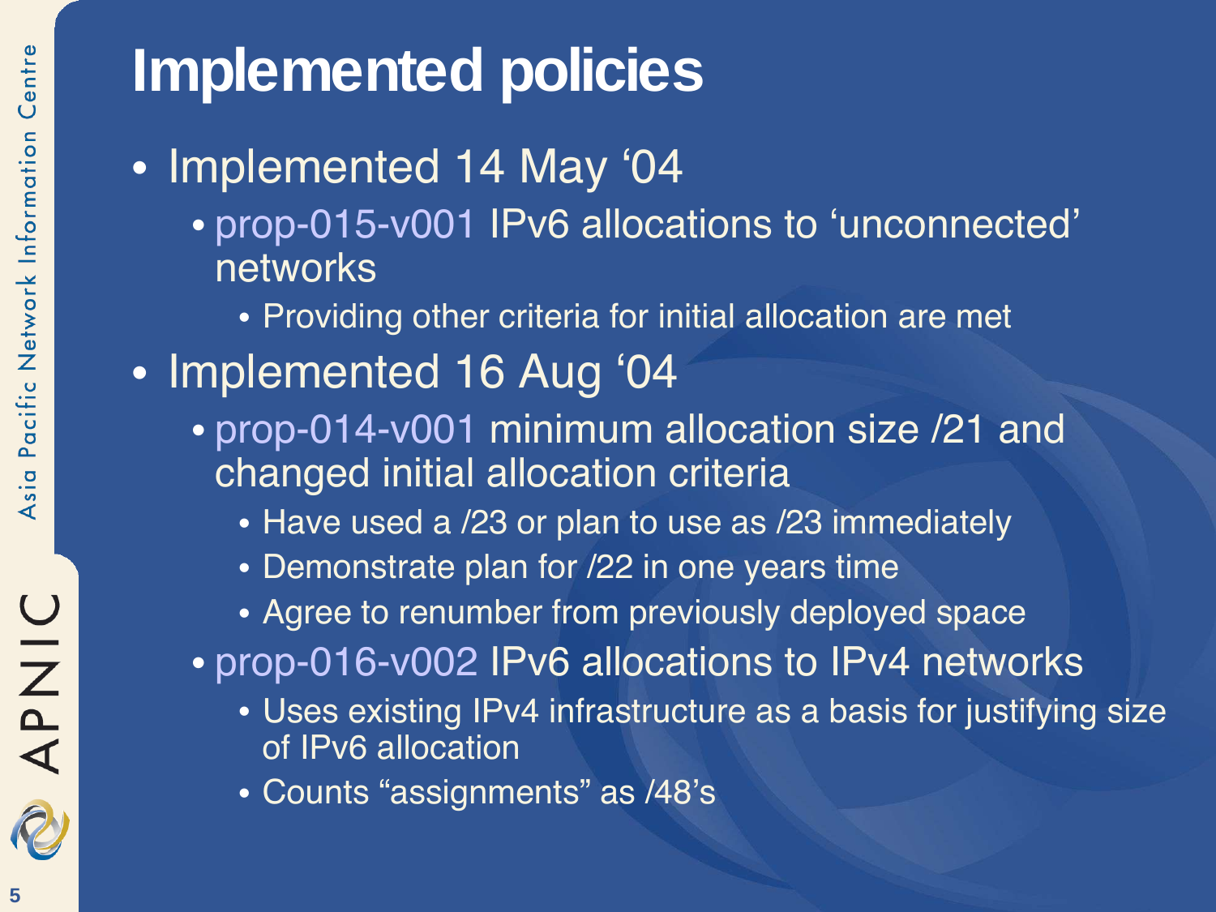# Implemented policies

- Implemented 14 May '04
  - prop-015-v001 IPv6 allocations to 'unconnected' networks
    - Providing other criteria for initial allocation are met
- Implemented 16 Aug '04
  - prop-014-v001 minimum allocation size /21 and changed initial allocation criteria
    - Have used a /23 or plan to use as /23 immediately
    - Demonstrate plan for /22 in one years time
    - Agree to renumber from previously deployed space
  - prop-016-v002 IPv6 allocations to IPv4 networks
    - Uses existing IPv4 infrastructure as a basis for justifying size of IPv6 allocation
    - Counts "assignments" as /48's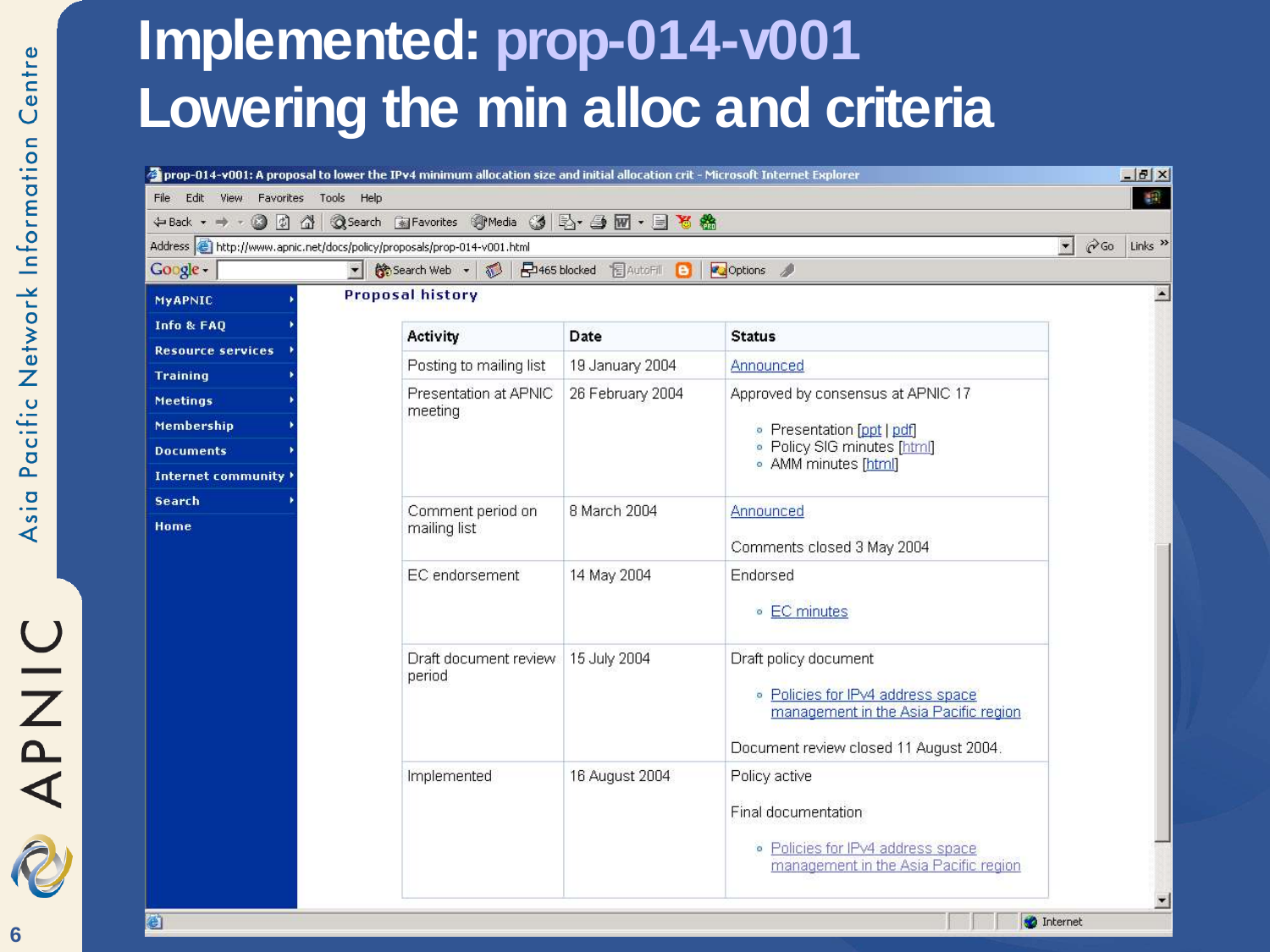# Implemented: prop-014-v001
# Lowering the min alloc and criteria

prop-014-v001: A proposal to lower the IPv4 minimum allocation size and initial allocation crit - Microsoft Internet Explorer

http://www.apnic.net/docs/policy/proposals/prop-014-v001.html

**Proposal history**

| Activity | Date | Status |
|---|---|---|
| Posting to mailing list | 19 January 2004 | Announced |
| Presentation at APNIC meeting | 26 February 2004 | Approved by consensus at APNIC 17<br>• Presentation [ppt \| pdf]<br>• Policy SIG minutes [html]<br>• AMM minutes [html] |
| Comment period on mailing list | 8 March 2004 | Announced<br>Comments closed 3 May 2004 |
| EC endorsement | 14 May 2004 | Endorsed<br>• EC minutes |
| Draft document review period | 15 July 2004 | Draft policy document<br>• Policies for IPv4 address space management in the Asia Pacific region<br>Document review closed 11 August 2004. |
| Implemented | 18 August 2004 | Policy active<br>Final documentation<br>• Policies for IPv4 address space management in the Asia Pacific region |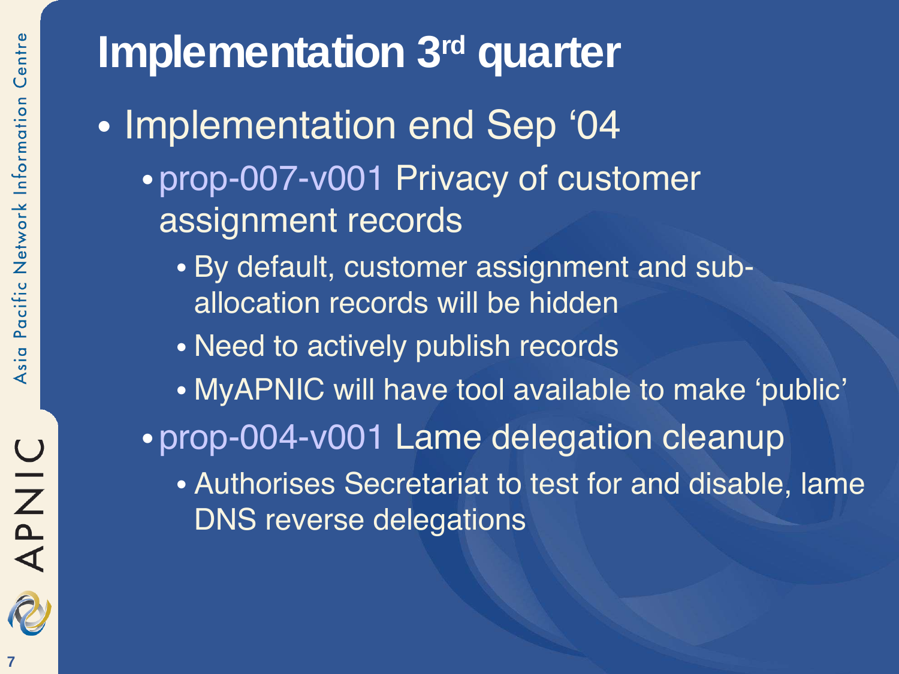# Implementation 3rd quarter

- Implementation end Sep '04
  - prop-007-v001 Privacy of customer assignment records
    - By default, customer assignment and sub-allocation records will be hidden
    - Need to actively publish records
    - MyAPNIC will have tool available to make 'public'
  - prop-004-v001 Lame delegation cleanup
    - Authorises Secretariat to test for and disable, lame DNS reverse delegations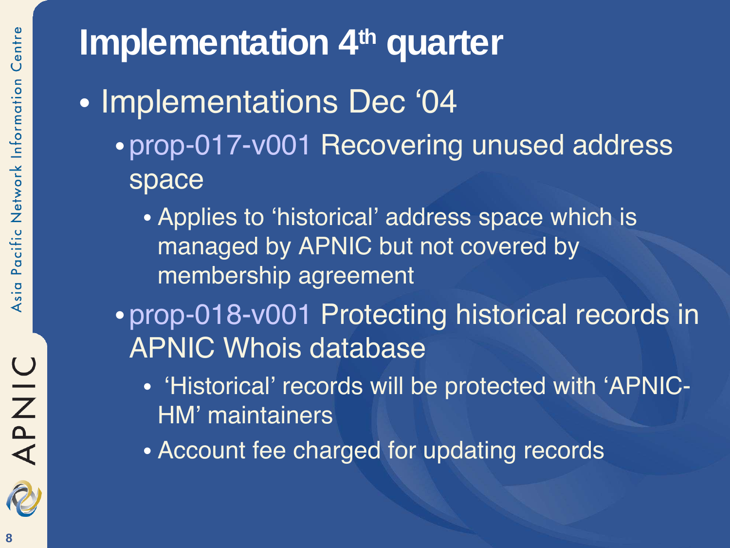# Implementation 4th quarter

- Implementations Dec '04
  - prop-017-v001 Recovering unused address space
    - Applies to 'historical' address space which is managed by APNIC but not covered by membership agreement
  - prop-018-v001 Protecting historical records in APNIC Whois database
    - 'Historical' records will be protected with 'APNIC-HM' maintainers
    - Account fee charged for updating records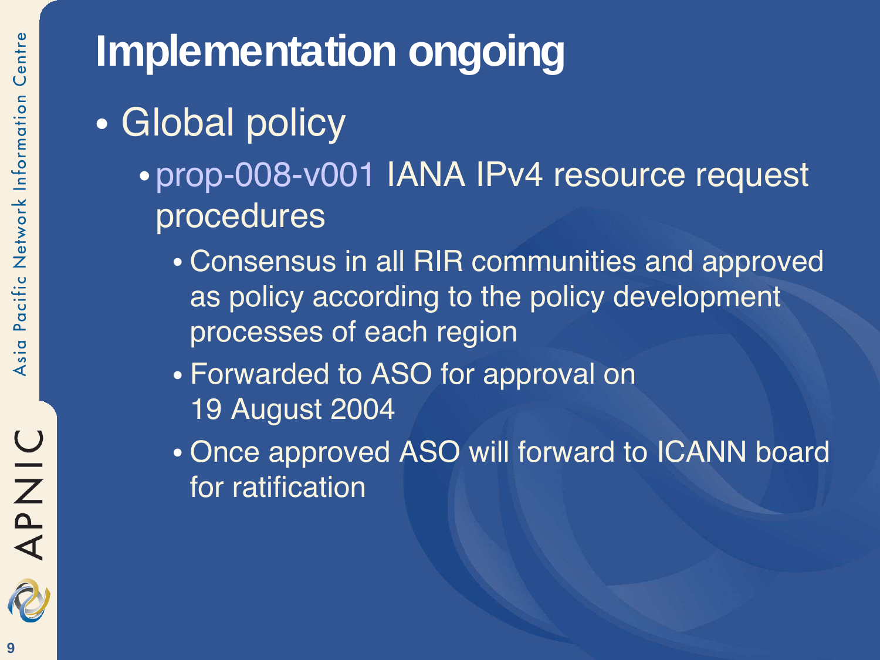# Implementation ongoing

- Global policy
  - prop-008-v001 IANA IPv4 resource request procedures
    - Consensus in all RIR communities and approved as policy according to the policy development processes of each region
    - Forwarded to ASO for approval on 19 August 2004
    - Once approved ASO will forward to ICANN board for ratification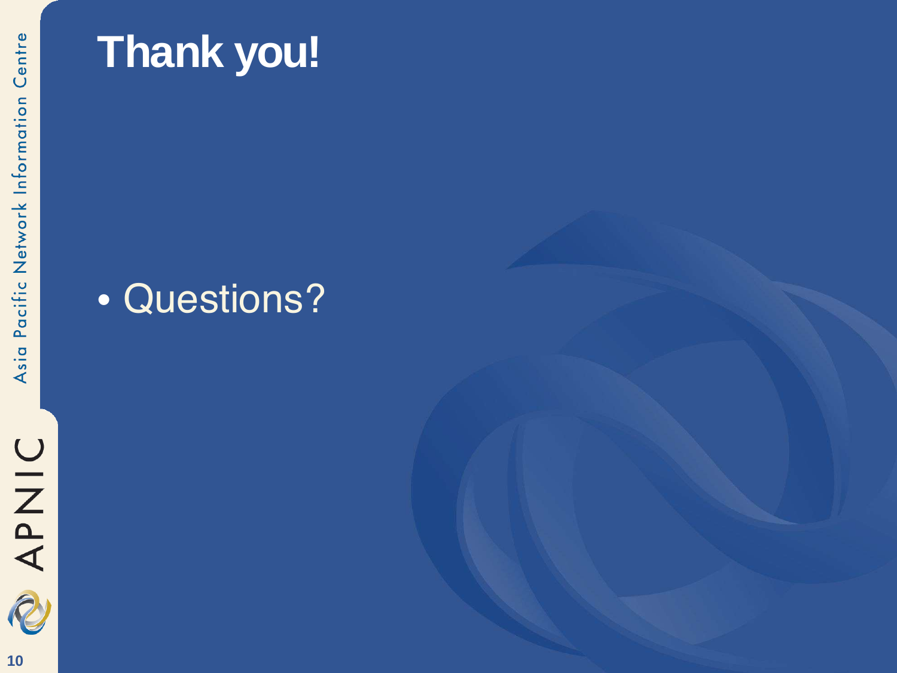# Thank you!

- Questions?